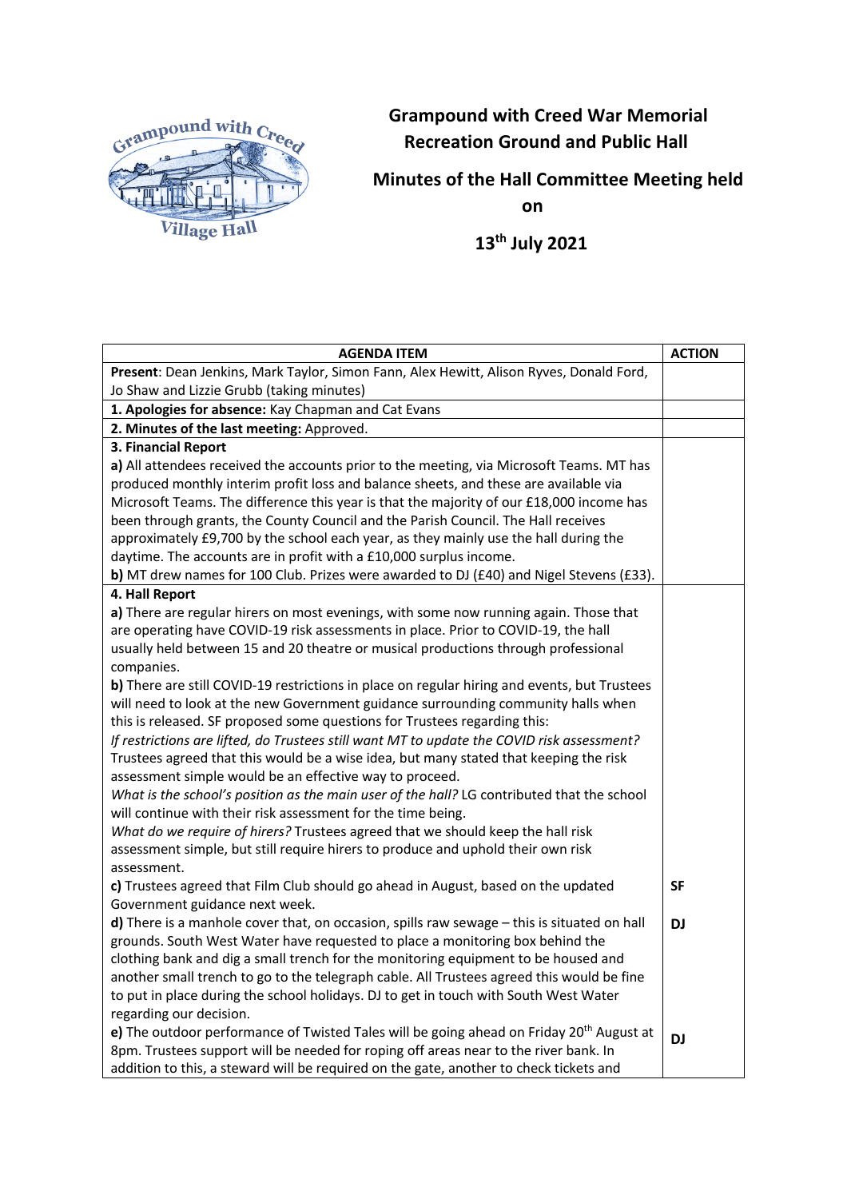# Grampound with Creed War Memorial Recreation Ground and Public Hall

## Minutes of the Hall Committee Meeting held on 13th July 2021

| AGENDA ITEM | ACTION |
|---|---|
| **Present**: Dean Jenkins, Mark Taylor, Simon Fann, Alex Hewitt, Alison Ryves, Donald Ford, Jo Shaw and Lizzie Grubb (taking minutes) | |
| **1. Apologies for absence:** Kay Chapman and Cat Evans | |
| **2. Minutes of the last meeting:** Approved. | |
| **3. Financial Report**<br>**a)** All attendees received the accounts prior to the meeting, via Microsoft Teams. MT has produced monthly interim profit loss and balance sheets, and these are available via Microsoft Teams. The difference this year is that the majority of our £18,000 income has been through grants, the County Council and the Parish Council. The Hall receives approximately £9,700 by the school each year, as they mainly use the hall during the daytime. The accounts are in profit with a £10,000 surplus income.<br>**b)** MT drew names for 100 Club. Prizes were awarded to DJ (£40) and Nigel Stevens (£33). | |
| **4. Hall Report**<br>**a)** There are regular hirers on most evenings, with some now running again. Those that are operating have COVID-19 risk assessments in place. Prior to COVID-19, the hall usually held between 15 and 20 theatre or musical productions through professional companies.<br>**b)** There are still COVID-19 restrictions in place on regular hiring and events, but Trustees will need to look at the new Government guidance surrounding community halls when this is released. SF proposed some questions for Trustees regarding this:<br>*If restrictions are lifted, do Trustees still want MT to update the COVID risk assessment?* Trustees agreed that this would be a wise idea, but many stated that keeping the risk assessment simple would be an effective way to proceed.<br>*What is the school's position as the main user of the hall?* LG contributed that the school will continue with their risk assessment for the time being.<br>*What do we require of hirers?* Trustees agreed that we should keep the hall risk assessment simple, but still require hirers to produce and uphold their own risk assessment. | |
| **c)** Trustees agreed that Film Club should go ahead in August, based on the updated Government guidance next week. | **SF** |
| **d)** There is a manhole cover that, on occasion, spills raw sewage – this is situated on hall grounds. South West Water have requested to place a monitoring box behind the clothing bank and dig a small trench for the monitoring equipment to be housed and another small trench to go to the telegraph cable. All Trustees agreed this would be fine to put in place during the school holidays. DJ to get in touch with South West Water regarding our decision. | **DJ** |
| **e)** The outdoor performance of Twisted Tales will be going ahead on Friday 20th August at 8pm. Trustees support will be needed for roping off areas near to the river bank. In addition to this, a steward will be required on the gate, another to check tickets and | **DJ** |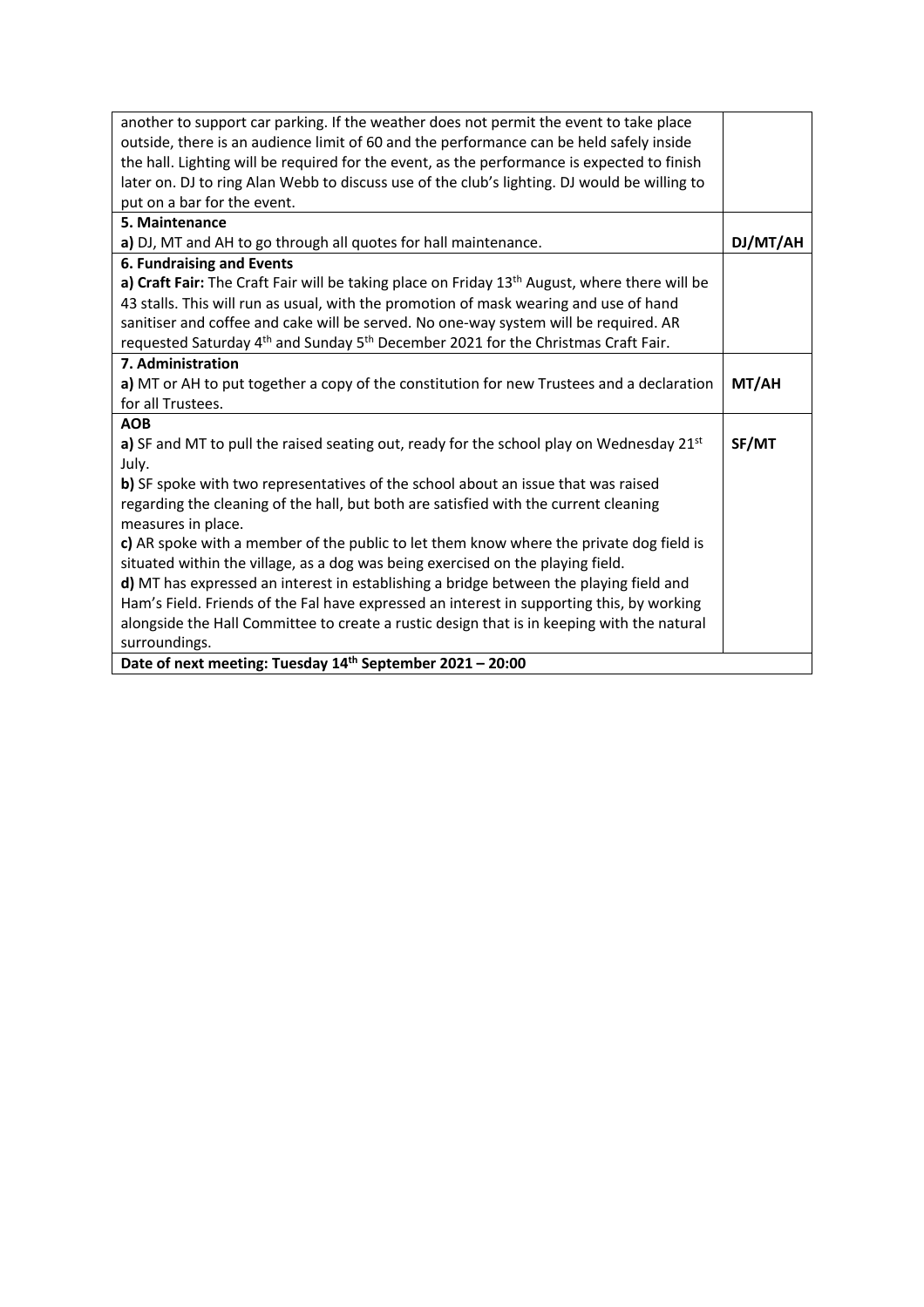| | |
|---|---|
| another to support car parking. If the weather does not permit the event to take place outside, there is an audience limit of 60 and the performance can be held safely inside the hall. Lighting will be required for the event, as the performance is expected to finish later on. DJ to ring Alan Webb to discuss use of the club's lighting. DJ would be willing to put on a bar for the event. | |
| **5. Maintenance** | |
| **a)** DJ, MT and AH to go through all quotes for hall maintenance. | **DJ/MT/AH** |
| **6. Fundraising and Events** | |
| **a) Craft Fair:** The Craft Fair will be taking place on Friday 13th August, where there will be 43 stalls. This will run as usual, with the promotion of mask wearing and use of hand sanitiser and coffee and cake will be served. No one-way system will be required. AR requested Saturday 4th and Sunday 5th December 2021 for the Christmas Craft Fair. | |
| **7. Administration** | |
| **a)** MT or AH to put together a copy of the constitution for new Trustees and a declaration for all Trustees. | **MT/AH** |
| **AOB** | |
| **a)** SF and MT to pull the raised seating out, ready for the school play on Wednesday 21st July.<br>**b)** SF spoke with two representatives of the school about an issue that was raised regarding the cleaning of the hall, but both are satisfied with the current cleaning measures in place.<br>**c)** AR spoke with a member of the public to let them know where the private dog field is situated within the village, as a dog was being exercised on the playing field.<br>**d)** MT has expressed an interest in establishing a bridge between the playing field and Ham's Field. Friends of the Fal have expressed an interest in supporting this, by working alongside the Hall Committee to create a rustic design that is in keeping with the natural surroundings. | **SF/MT** |
| **Date of next meeting: Tuesday 14th September 2021 – 20:00** | |